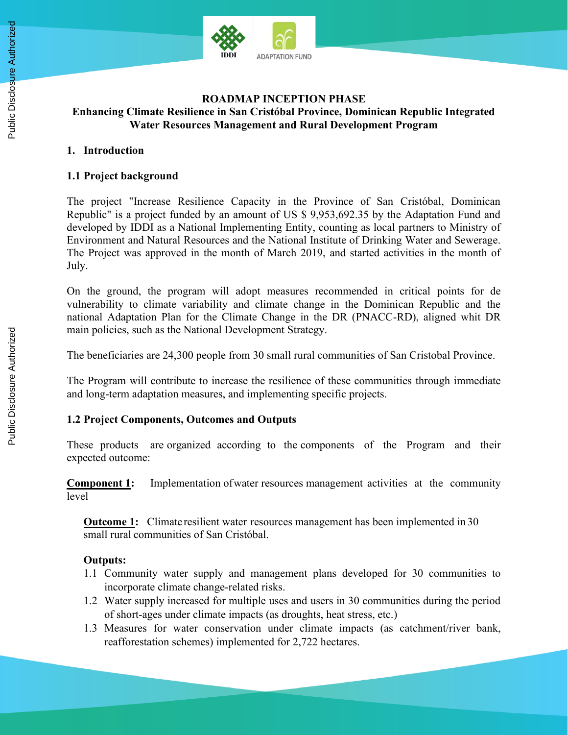# ROADMAP INCEPTION PHASE
## Enhancing Climate Resilience in San Cristóbal Province, Dominican Republic Integrated Water Resources Management and Rural Development Program

## 1. Introduction

### 1.1 Project background

The project "Increase Resilience Capacity in the Province of San Cristóbal, Dominican Republic" is a project funded by an amount of US $ 9,953,692.35 by the Adaptation Fund and developed by IDDI as a National Implementing Entity, counting as local partners to Ministry of Environment and Natural Resources and the National Institute of Drinking Water and Sewerage. The Project was approved in the month of March 2019, and started activities in the month of July.

On the ground, the program will adopt measures recommended in critical points for de vulnerability to climate variability and climate change in the Dominican Republic and the national Adaptation Plan for the Climate Change in the DR (PNACC-RD), aligned whit DR main policies, such as the National Development Strategy.

The beneficiaries are 24,300 people from 30 small rural communities of San Cristobal Province.

The Program will contribute to increase the resilience of these communities through immediate and long-term adaptation measures, and implementing specific projects.

### 1.2 Project Components, Outcomes and Outputs

These products are organized according to the components of the Program and their expected outcome:

**Component 1:** Implementation of water resources management activities at the community level

**Outcome 1:** Climate resilient water resources management has been implemented in 30 small rural communities of San Cristóbal.

**Outputs:**

1.1 Community water supply and management plans developed for 30 communities to incorporate climate change-related risks.
1.2 Water supply increased for multiple uses and users in 30 communities during the period of short-ages under climate impacts (as droughts, heat stress, etc.)
1.3 Measures for water conservation under climate impacts (as catchment/river bank, reafforestation schemes) implemented for 2,722 hectares.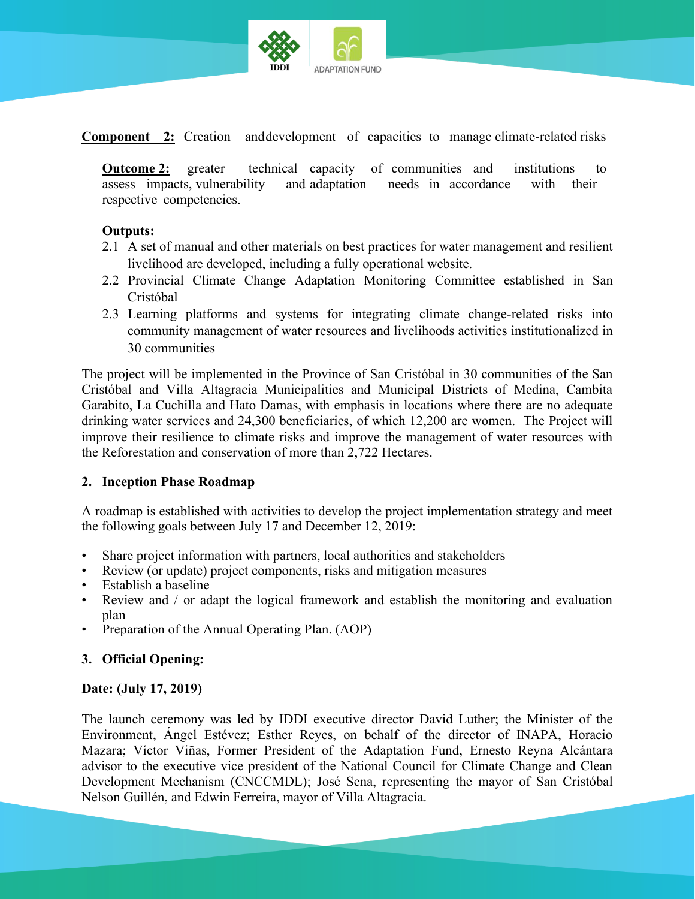**Component 2:** Creation and development of capacities to manage climate-related risks

**Outcome 2:** greater technical capacity of communities and institutions to assess impacts, vulnerability and adaptation needs in accordance with their respective competencies.

**Outputs:**

2.1 A set of manual and other materials on best practices for water management and resilient livelihood are developed, including a fully operational website.

2.2 Provincial Climate Change Adaptation Monitoring Committee established in San Cristóbal

2.3 Learning platforms and systems for integrating climate change-related risks into community management of water resources and livelihoods activities institutionalized in 30 communities

The project will be implemented in the Province of San Cristóbal in 30 communities of the San Cristóbal and Villa Altagracia Municipalities and Municipal Districts of Medina, Cambita Garabito, La Cuchilla and Hato Damas, with emphasis in locations where there are no adequate drinking water services and 24,300 beneficiaries, of which 12,200 are women. The Project will improve their resilience to climate risks and improve the management of water resources with the Reforestation and conservation of more than 2,722 Hectares.

## 2. Inception Phase Roadmap

A roadmap is established with activities to develop the project implementation strategy and meet the following goals between July 17 and December 12, 2019:

- Share project information with partners, local authorities and stakeholders
- Review (or update) project components, risks and mitigation measures
- Establish a baseline
- Review and / or adapt the logical framework and establish the monitoring and evaluation plan
- Preparation of the Annual Operating Plan. (AOP)

## 3. Official Opening:

**Date: (July 17, 2019)**

The launch ceremony was led by IDDI executive director David Luther; the Minister of the Environment, Ángel Estévez; Esther Reyes, on behalf of the director of INAPA, Horacio Mazara; Víctor Viñas, Former President of the Adaptation Fund, Ernesto Reyna Alcántara advisor to the executive vice president of the National Council for Climate Change and Clean Development Mechanism (CNCCMDL); José Sena, representing the mayor of San Cristóbal Nelson Guillén, and Edwin Ferreira, mayor of Villa Altagracia.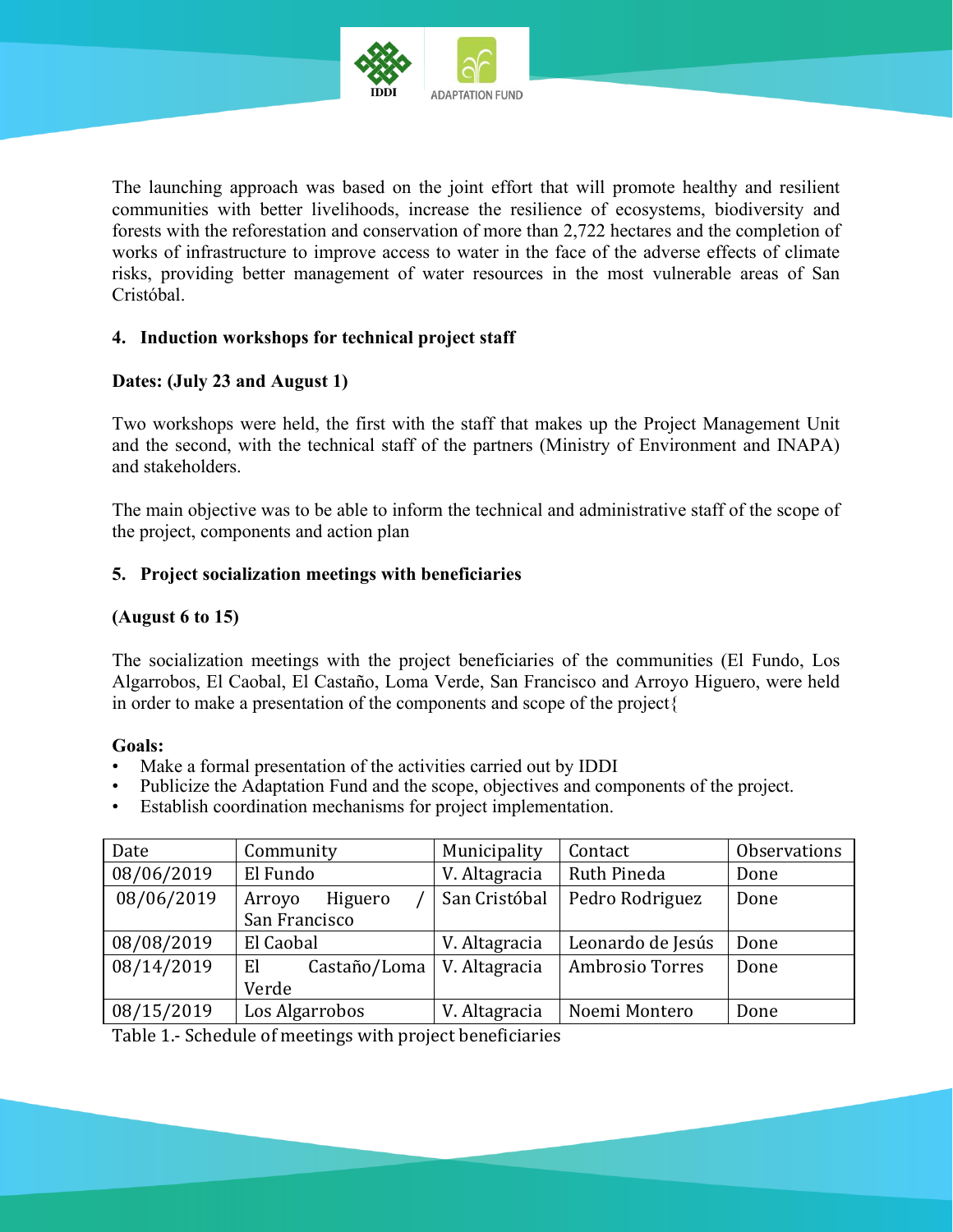The launching approach was based on the joint effort that will promote healthy and resilient communities with better livelihoods, increase the resilience of ecosystems, biodiversity and forests with the reforestation and conservation of more than 2,722 hectares and the completion of works of infrastructure to improve access to water in the face of the adverse effects of climate risks, providing better management of water resources in the most vulnerable areas of San Cristóbal.

## 4. Induction workshops for technical project staff

**Dates: (July 23 and August 1)**

Two workshops were held, the first with the staff that makes up the Project Management Unit and the second, with the technical staff of the partners (Ministry of Environment and INAPA) and stakeholders.

The main objective was to be able to inform the technical and administrative staff of the scope of the project, components and action plan

## 5. Project socialization meetings with beneficiaries

**(August 6 to 15)**

The socialization meetings with the project beneficiaries of the communities (El Fundo, Los Algarrobos, El Caobal, El Castaño, Loma Verde, San Francisco and Arroyo Higuero, were held in order to make a presentation of the components and scope of the project{

**Goals:**

- Make a formal presentation of the activities carried out by IDDI
- Publicize the Adaptation Fund and the scope, objectives and components of the project.
- Establish coordination mechanisms for project implementation.

| Date | Community | Municipality | Contact | Observations |
|---|---|---|---|---|
| 08/06/2019 | El Fundo | V. Altagracia | Ruth Pineda | Done |
| 08/06/2019 | Arroyo Higuero / San Francisco | San Cristóbal | Pedro Rodriguez | Done |
| 08/08/2019 | El Caobal | V. Altagracia | Leonardo de Jesús | Done |
| 08/14/2019 | El Castaño/Loma Verde | V. Altagracia | Ambrosio Torres | Done |
| 08/15/2019 | Los Algarrobos | V. Altagracia | Noemi Montero | Done |

Table 1.- Schedule of meetings with project beneficiaries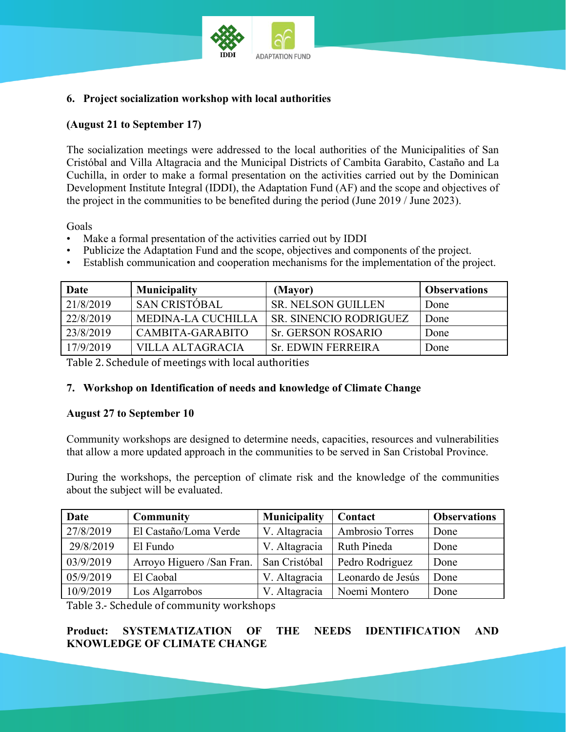## 6. Project socialization workshop with local authorities

**(August 21 to September 17)**

The socialization meetings were addressed to the local authorities of the Municipalities of San Cristóbal and Villa Altagracia and the Municipal Districts of Cambita Garabito, Castaño and La Cuchilla, in order to make a formal presentation on the activities carried out by the Dominican Development Institute Integral (IDDI), the Adaptation Fund (AF) and the scope and objectives of the project in the communities to be benefited during the period (June 2019 / June 2023).

Goals

- Make a formal presentation of the activities carried out by IDDI
- Publicize the Adaptation Fund and the scope, objectives and components of the project.
- Establish communication and cooperation mechanisms for the implementation of the project.

| Date | Municipality | (Mayor) | Observations |
|---|---|---|---|
| 21/8/2019 | SAN CRISTÓBAL | SR. NELSON GUILLEN | Done |
| 22/8/2019 | MEDINA-LA CUCHILLA | SR. SINENCIO RODRIGUEZ | Done |
| 23/8/2019 | CAMBITA-GARABITO | Sr. GERSON ROSARIO | Done |
| 17/9/2019 | VILLA ALTAGRACIA | Sr. EDWIN FERREIRA | Done |

Table 2. Schedule of meetings with local authorities

## 7. Workshop on Identification of needs and knowledge of Climate Change

**August 27 to September 10**

Community workshops are designed to determine needs, capacities, resources and vulnerabilities that allow a more updated approach in the communities to be served in San Cristobal Province.

During the workshops, the perception of climate risk and the knowledge of the communities about the subject will be evaluated.

| Date | Community | Municipality | Contact | Observations |
|---|---|---|---|---|
| 27/8/2019 | El Castaño/Loma Verde | V. Altagracia | Ambrosio Torres | Done |
| 29/8/2019 | El Fundo | V. Altagracia | Ruth Pineda | Done |
| 03/9/2019 | Arroyo Higuero /San Fran. | San Cristóbal | Pedro Rodriguez | Done |
| 05/9/2019 | El Caobal | V. Altagracia | Leonardo de Jesús | Done |
| 10/9/2019 | Los Algarrobos | V. Altagracia | Noemi Montero | Done |

Table 3.- Schedule of community workshops

**Product: SYSTEMATIZATION OF THE NEEDS IDENTIFICATION AND KNOWLEDGE OF CLIMATE CHANGE**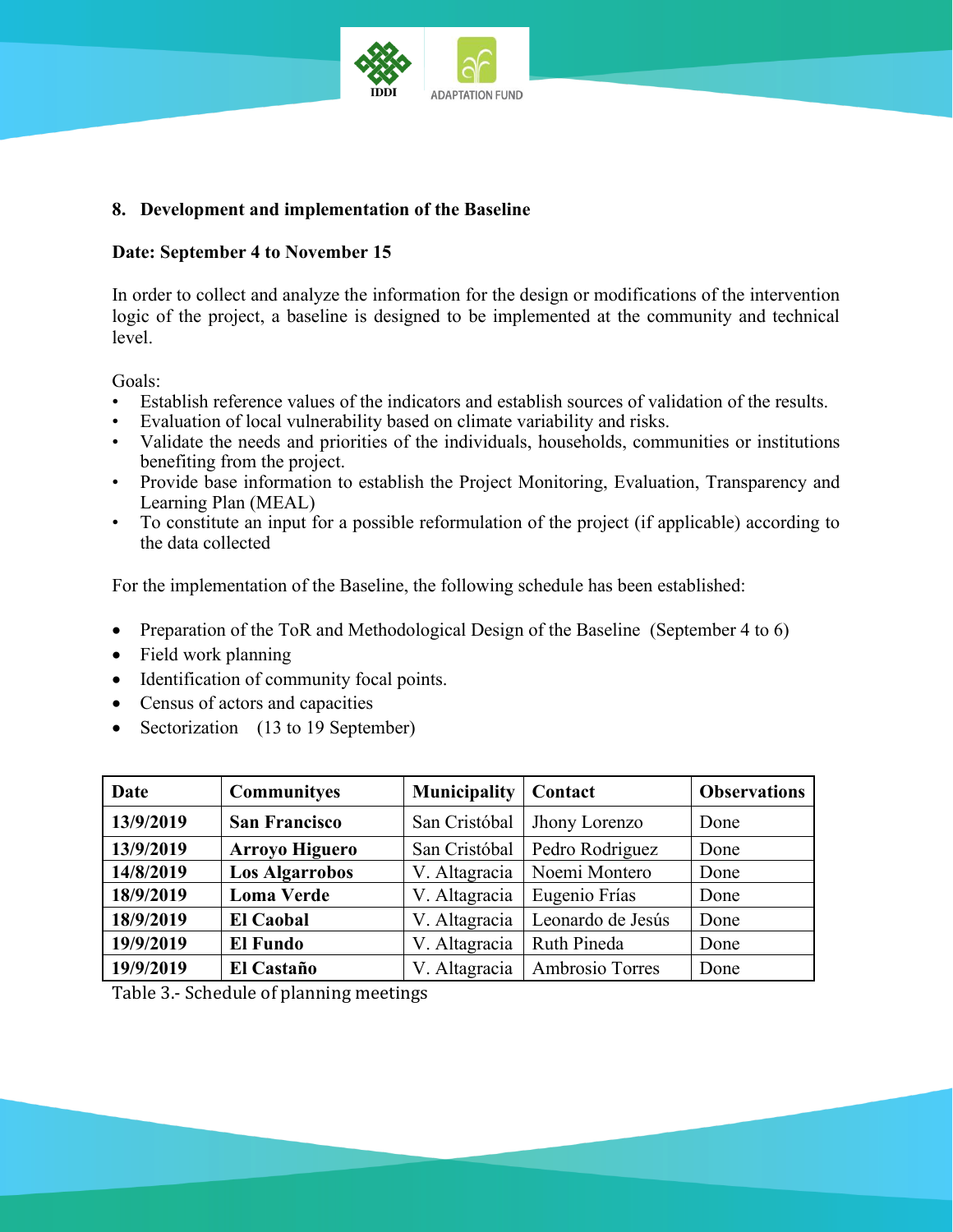## 8. Development and implementation of the Baseline

**Date: September 4 to November 15**

In order to collect and analyze the information for the design or modifications of the intervention logic of the project, a baseline is designed to be implemented at the community and technical level.

Goals:

- Establish reference values of the indicators and establish sources of validation of the results.
- Evaluation of local vulnerability based on climate variability and risks.
- Validate the needs and priorities of the individuals, households, communities or institutions benefiting from the project.
- Provide base information to establish the Project Monitoring, Evaluation, Transparency and Learning Plan (MEAL)
- To constitute an input for a possible reformulation of the project (if applicable) according to the data collected

For the implementation of the Baseline, the following schedule has been established:

- Preparation of the ToR and Methodological Design of the Baseline (September 4 to 6)
- Field work planning
- Identification of community focal points.
- Census of actors and capacities
- Sectorization (13 to 19 September)

| Date | Communityes | Municipality | Contact | Observations |
|---|---|---|---|---|
| **13/9/2019** | **San Francisco** | San Cristóbal | Jhony Lorenzo | Done |
| **13/9/2019** | **Arroyo Higuero** | San Cristóbal | Pedro Rodriguez | Done |
| **14/8/2019** | **Los Algarrobos** | V. Altagracia | Noemi Montero | Done |
| **18/9/2019** | **Loma Verde** | V. Altagracia | Eugenio Frías | Done |
| **18/9/2019** | **El Caobal** | V. Altagracia | Leonardo de Jesús | Done |
| **19/9/2019** | **El Fundo** | V. Altagracia | Ruth Pineda | Done |
| **19/9/2019** | **El Castaño** | V. Altagracia | Ambrosio Torres | Done |

Table 3.- Schedule of planning meetings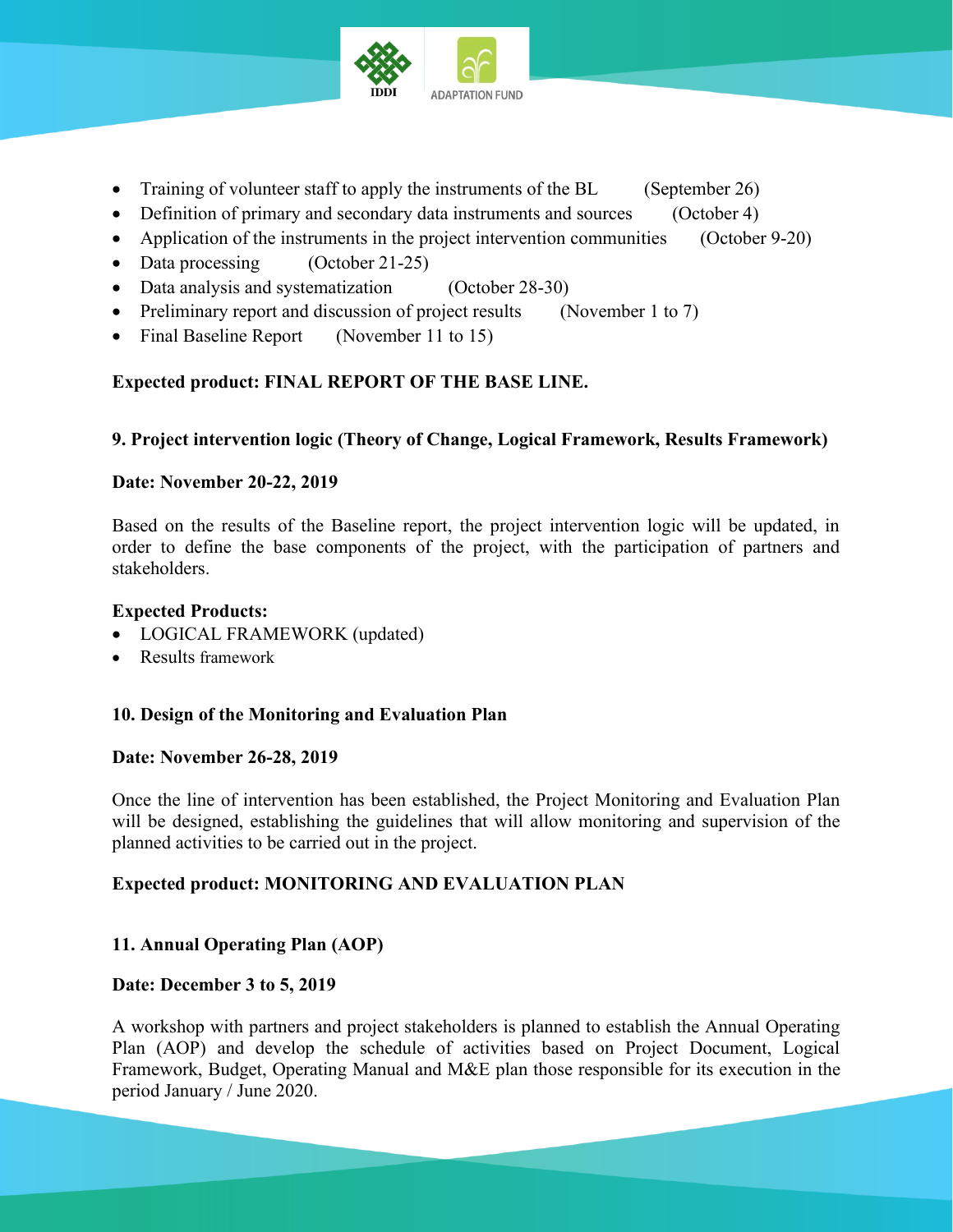- Training of volunteer staff to apply the instruments of the BL (September 26)
- Definition of primary and secondary data instruments and sources (October 4)
- Application of the instruments in the project intervention communities (October 9-20)
- Data processing (October 21-25)
- Data analysis and systematization (October 28-30)
- Preliminary report and discussion of project results (November 1 to 7)
- Final Baseline Report (November 11 to 15)

**Expected product: FINAL REPORT OF THE BASE LINE.**

**9. Project intervention logic (Theory of Change, Logical Framework, Results Framework)**

**Date: November 20-22, 2019**

Based on the results of the Baseline report, the project intervention logic will be updated, in order to define the base components of the project, with the participation of partners and stakeholders.

**Expected Products:**

- LOGICAL FRAMEWORK (updated)
- Results framework

**10. Design of the Monitoring and Evaluation Plan**

**Date: November 26-28, 2019**

Once the line of intervention has been established, the Project Monitoring and Evaluation Plan will be designed, establishing the guidelines that will allow monitoring and supervision of the planned activities to be carried out in the project.

**Expected product: MONITORING AND EVALUATION PLAN**

**11. Annual Operating Plan (AOP)**

**Date: December 3 to 5, 2019**

A workshop with partners and project stakeholders is planned to establish the Annual Operating Plan (AOP) and develop the schedule of activities based on Project Document, Logical Framework, Budget, Operating Manual and M&E plan those responsible for its execution in the period January / June 2020.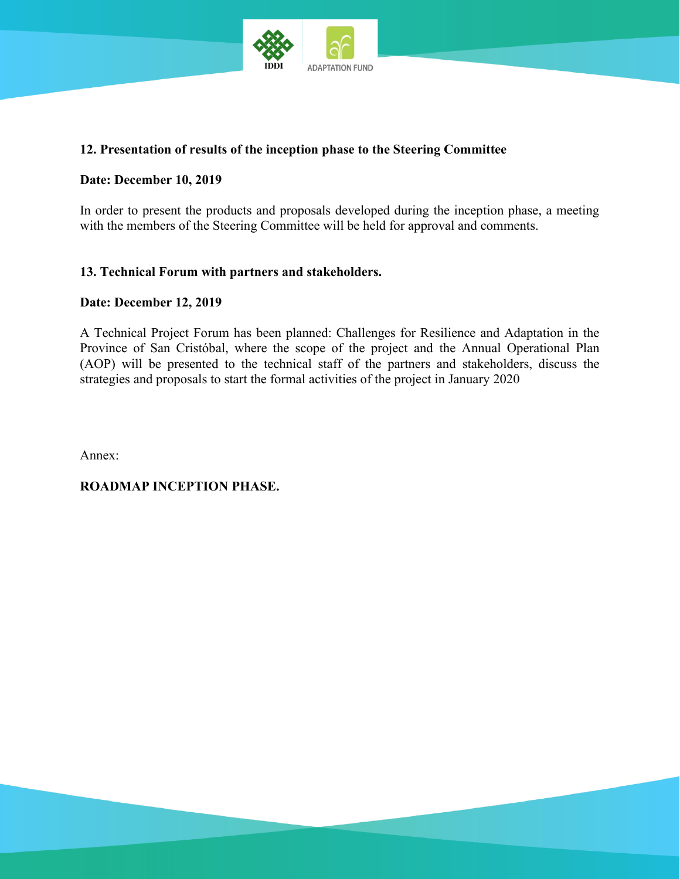**12. Presentation of results of the inception phase to the Steering Committee**

**Date: December 10, 2019**

In order to present the products and proposals developed during the inception phase, a meeting with the members of the Steering Committee will be held for approval and comments.

**13. Technical Forum with partners and stakeholders.**

**Date: December 12, 2019**

A Technical Project Forum has been planned: Challenges for Resilience and Adaptation in the Province of San Cristóbal, where the scope of the project and the Annual Operational Plan (AOP) will be presented to the technical staff of the partners and stakeholders, discuss the strategies and proposals to start the formal activities of the project in January 2020

Annex:

**ROADMAP INCEPTION PHASE.**